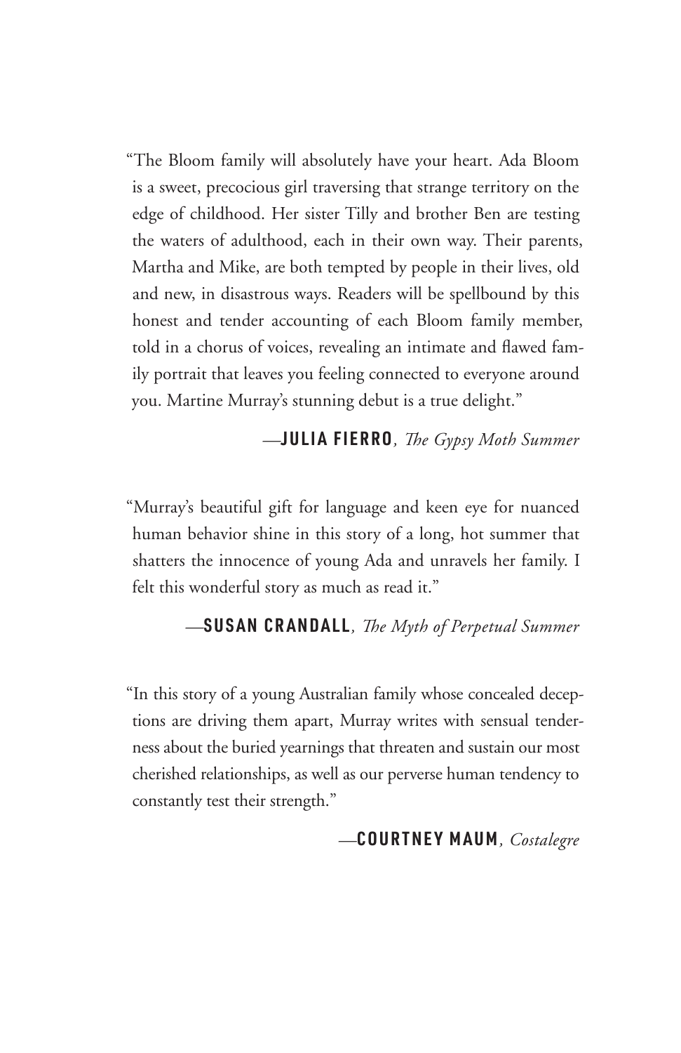"The Bloom family will absolutely have your heart. Ada Bloom is a sweet, precocious girl traversing that strange territory on the edge of childhood. Her sister Tilly and brother Ben are testing the waters of adulthood, each in their own way. Their parents, Martha and Mike, are both tempted by people in their lives, old and new, in disastrous ways. Readers will be spellbound by this honest and tender accounting of each Bloom family member, told in a chorus of voices, revealing an intimate and flawed family portrait that leaves you feeling connected to everyone around you. Martine Murray's stunning debut is a true delight."

—**JULIA FIERRO**, *The Gypsy Moth Summer*

"Murray's beautiful gift for language and keen eye for nuanced human behavior shine in this story of a long, hot summer that shatters the innocence of young Ada and unravels her family. I felt this wonderful story as much as read it."

—**SUSAN CRANDALL**, *The Myth of Perpetual Summer*

"In this story of a young Australian family whose concealed deceptions are driving them apart, Murray writes with sensual tenderness about the buried yearnings that threaten and sustain our most cherished relationships, as well as our perverse human tendency to constantly test their strength."

—**COURTNEY MAUM**, *Costalegre*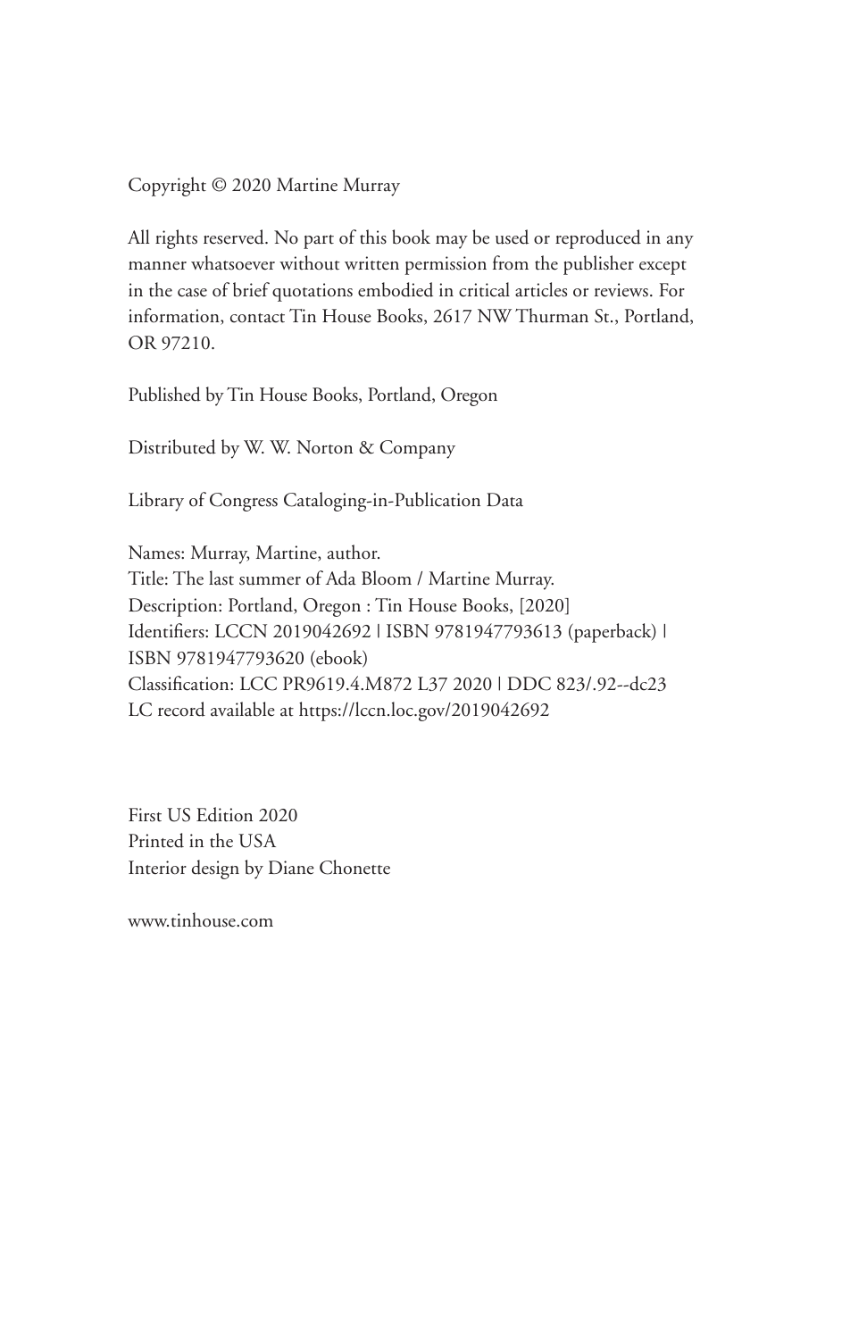Copyright © 2020 Martine Murray

All rights reserved. No part of this book may be used or reproduced in any manner whatsoever without written permission from the publisher except in the case of brief quotations embodied in critical articles or reviews. For information, contact Tin House Books, 2617 NW Thurman St., Portland, OR 97210.

Published by Tin House Books, Portland, Oregon

Distributed by W. W. Norton & Company

Library of Congress Cataloging-in-Publication Data

Names: Murray, Martine, author.
Title: The last summer of Ada Bloom / Martine Murray.
Description: Portland, Oregon : Tin House Books, [2020]
Identifiers: LCCN 2019042692 | ISBN 9781947793613 (paperback) | ISBN 9781947793620 (ebook)
Classification: LCC PR9619.4.M872 L37 2020 | DDC 823/.92--dc23
LC record available at https://lccn.loc.gov/2019042692

First US Edition 2020
Printed in the USA
Interior design by Diane Chonette

www.tinhouse.com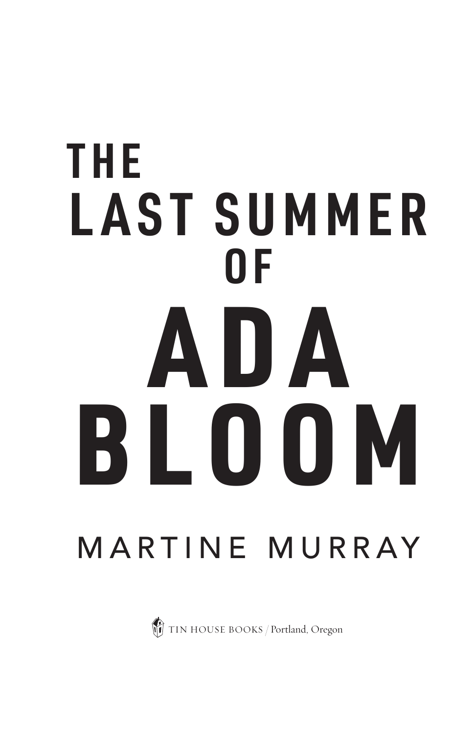# THE LAST SUMMER OF ADA BLOOM

MARTINE MURRAY

TIN HOUSE BOOKS / Portland, Oregon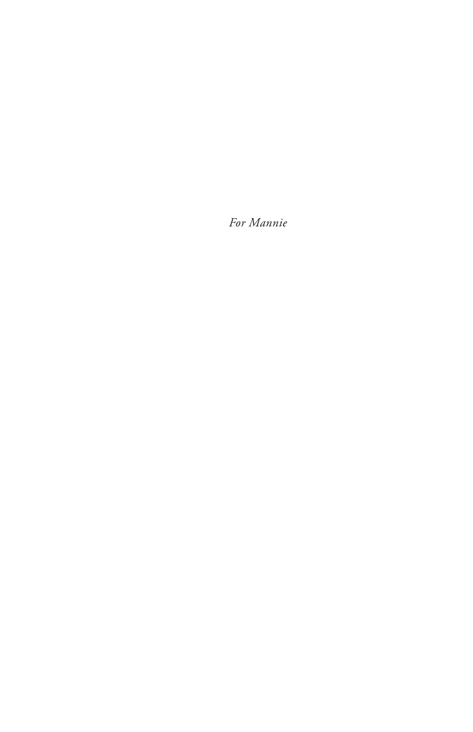*For Mannie*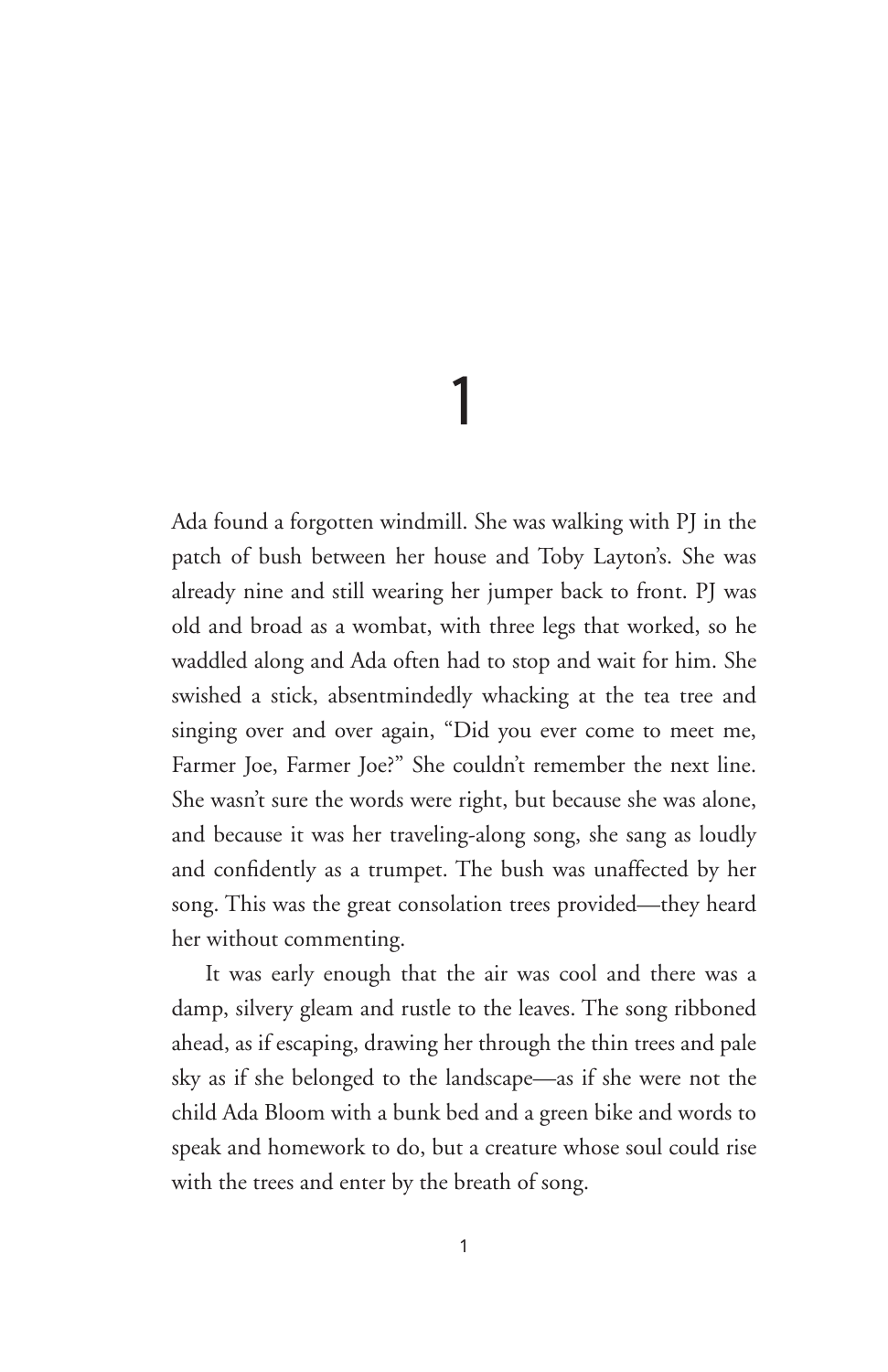# 1

Ada found a forgotten windmill. She was walking with PJ in the patch of bush between her house and Toby Layton's. She was already nine and still wearing her jumper back to front. PJ was old and broad as a wombat, with three legs that worked, so he waddled along and Ada often had to stop and wait for him. She swished a stick, absentmindedly whacking at the tea tree and singing over and over again, "Did you ever come to meet me, Farmer Joe, Farmer Joe?" She couldn't remember the next line. She wasn't sure the words were right, but because she was alone, and because it was her traveling-along song, she sang as loudly and confidently as a trumpet. The bush was unaffected by her song. This was the great consolation trees provided—they heard her without commenting.

It was early enough that the air was cool and there was a damp, silvery gleam and rustle to the leaves. The song ribboned ahead, as if escaping, drawing her through the thin trees and pale sky as if she belonged to the landscape—as if she were not the child Ada Bloom with a bunk bed and a green bike and words to speak and homework to do, but a creature whose soul could rise with the trees and enter by the breath of song.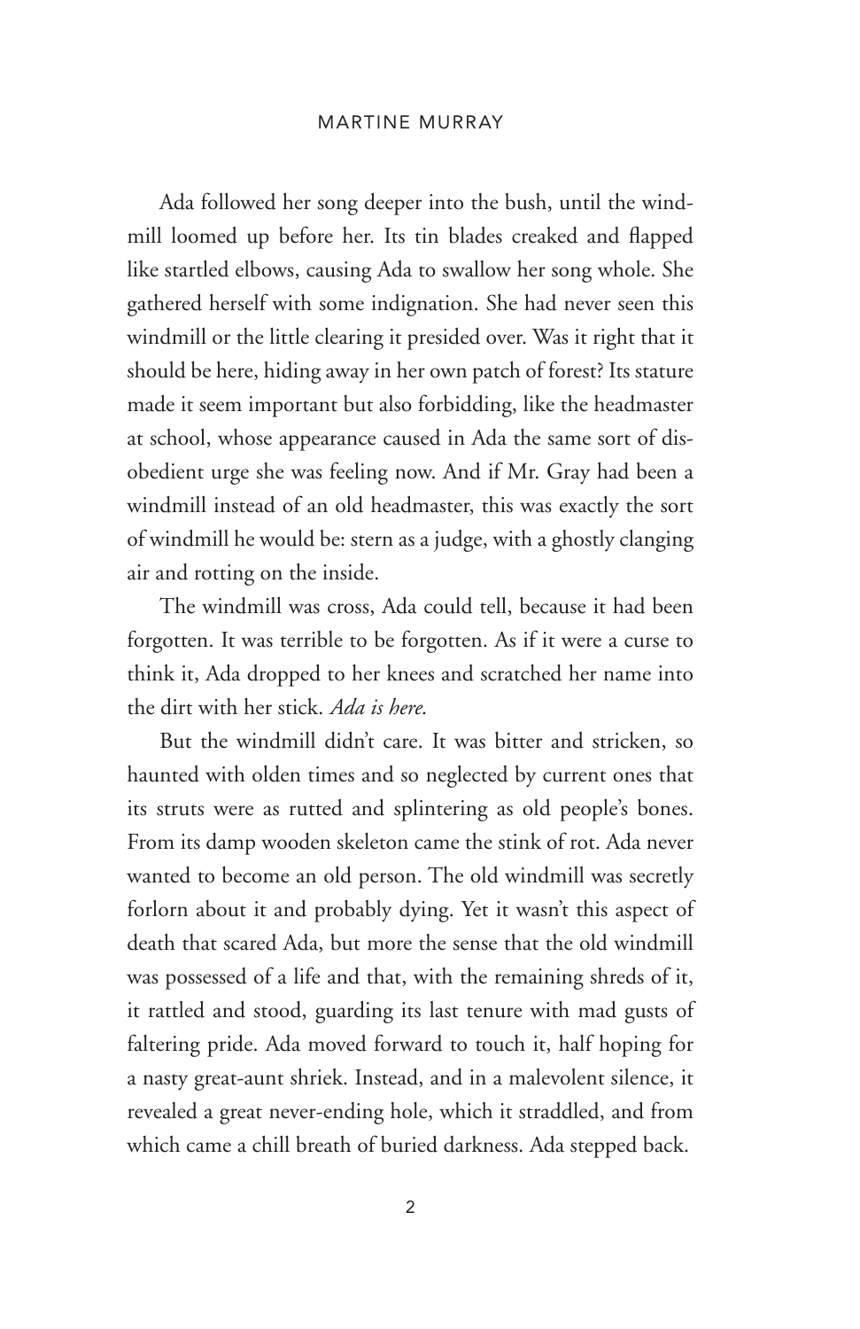Ada followed her song deeper into the bush, until the windmill loomed up before her. Its tin blades creaked and flapped like startled elbows, causing Ada to swallow her song whole. She gathered herself with some indignation. She had never seen this windmill or the little clearing it presided over. Was it right that it should be here, hiding away in her own patch of forest? Its stature made it seem important but also forbidding, like the headmaster at school, whose appearance caused in Ada the same sort of disobedient urge she was feeling now. And if Mr. Gray had been a windmill instead of an old headmaster, this was exactly the sort of windmill he would be: stern as a judge, with a ghostly clanging air and rotting on the inside.

The windmill was cross, Ada could tell, because it had been forgotten. It was terrible to be forgotten. As if it were a curse to think it, Ada dropped to her knees and scratched her name into the dirt with her stick. *Ada is here.*

But the windmill didn't care. It was bitter and stricken, so haunted with olden times and so neglected by current ones that its struts were as rutted and splintering as old people's bones. From its damp wooden skeleton came the stink of rot. Ada never wanted to become an old person. The old windmill was secretly forlorn about it and probably dying. Yet it wasn't this aspect of death that scared Ada, but more the sense that the old windmill was possessed of a life and that, with the remaining shreds of it, it rattled and stood, guarding its last tenure with mad gusts of faltering pride. Ada moved forward to touch it, half hoping for a nasty great-aunt shriek. Instead, and in a malevolent silence, it revealed a great never-ending hole, which it straddled, and from which came a chill breath of buried darkness. Ada stepped back.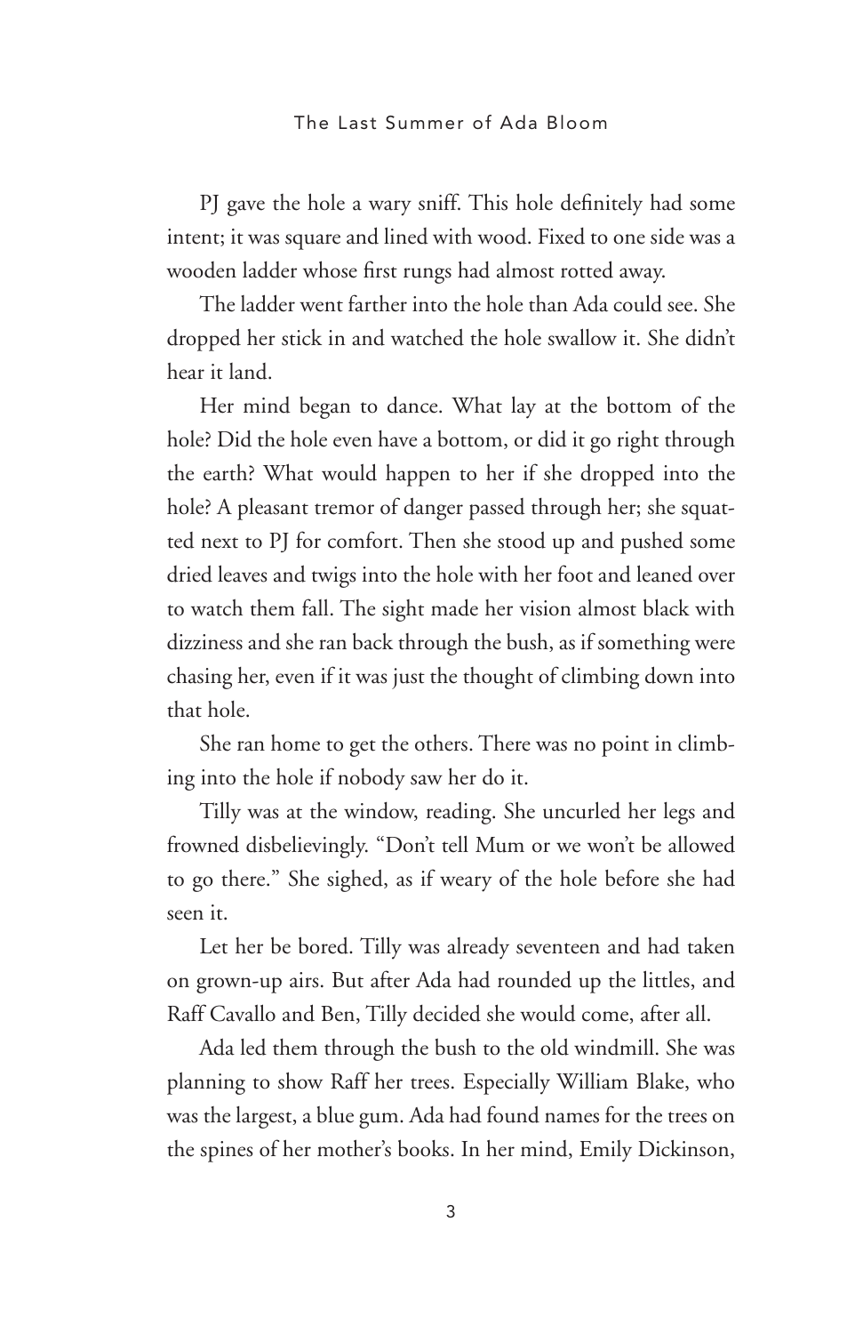PJ gave the hole a wary sniff. This hole definitely had some intent; it was square and lined with wood. Fixed to one side was a wooden ladder whose first rungs had almost rotted away.

The ladder went farther into the hole than Ada could see. She dropped her stick in and watched the hole swallow it. She didn't hear it land.

Her mind began to dance. What lay at the bottom of the hole? Did the hole even have a bottom, or did it go right through the earth? What would happen to her if she dropped into the hole? A pleasant tremor of danger passed through her; she squatted next to PJ for comfort. Then she stood up and pushed some dried leaves and twigs into the hole with her foot and leaned over to watch them fall. The sight made her vision almost black with dizziness and she ran back through the bush, as if something were chasing her, even if it was just the thought of climbing down into that hole.

She ran home to get the others. There was no point in climbing into the hole if nobody saw her do it.

Tilly was at the window, reading. She uncurled her legs and frowned disbelievingly. "Don't tell Mum or we won't be allowed to go there." She sighed, as if weary of the hole before she had seen it.

Let her be bored. Tilly was already seventeen and had taken on grown-up airs. But after Ada had rounded up the littles, and Raff Cavallo and Ben, Tilly decided she would come, after all.

Ada led them through the bush to the old windmill. She was planning to show Raff her trees. Especially William Blake, who was the largest, a blue gum. Ada had found names for the trees on the spines of her mother's books. In her mind, Emily Dickinson,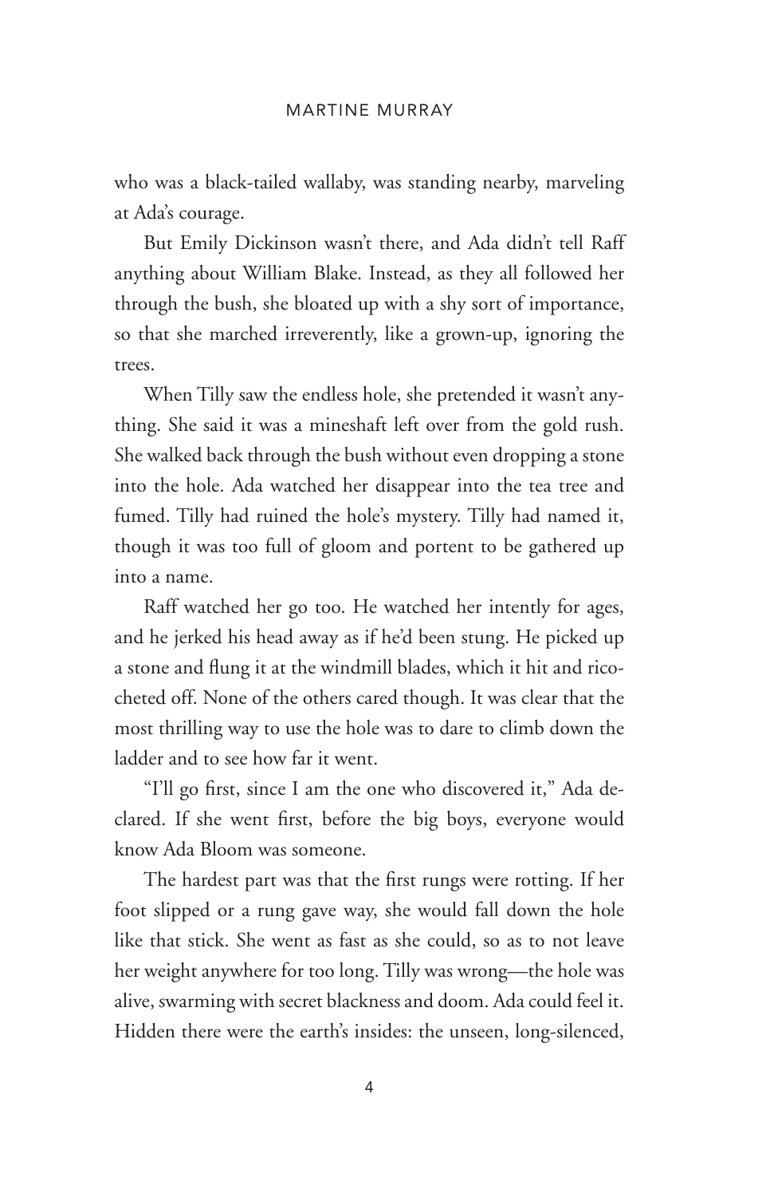who was a black-tailed wallaby, was standing nearby, marveling at Ada's courage.

But Emily Dickinson wasn't there, and Ada didn't tell Raff anything about William Blake. Instead, as they all followed her through the bush, she bloated up with a shy sort of importance, so that she marched irreverently, like a grown-up, ignoring the trees.

When Tilly saw the endless hole, she pretended it wasn't anything. She said it was a mineshaft left over from the gold rush. She walked back through the bush without even dropping a stone into the hole. Ada watched her disappear into the tea tree and fumed. Tilly had ruined the hole's mystery. Tilly had named it, though it was too full of gloom and portent to be gathered up into a name.

Raff watched her go too. He watched her intently for ages, and he jerked his head away as if he'd been stung. He picked up a stone and flung it at the windmill blades, which it hit and ricocheted off. None of the others cared though. It was clear that the most thrilling way to use the hole was to dare to climb down the ladder and to see how far it went.

"I'll go first, since I am the one who discovered it," Ada declared. If she went first, before the big boys, everyone would know Ada Bloom was someone.

The hardest part was that the first rungs were rotting. If her foot slipped or a rung gave way, she would fall down the hole like that stick. She went as fast as she could, so as to not leave her weight anywhere for too long. Tilly was wrong—the hole was alive, swarming with secret blackness and doom. Ada could feel it. Hidden there were the earth's insides: the unseen, long-silenced,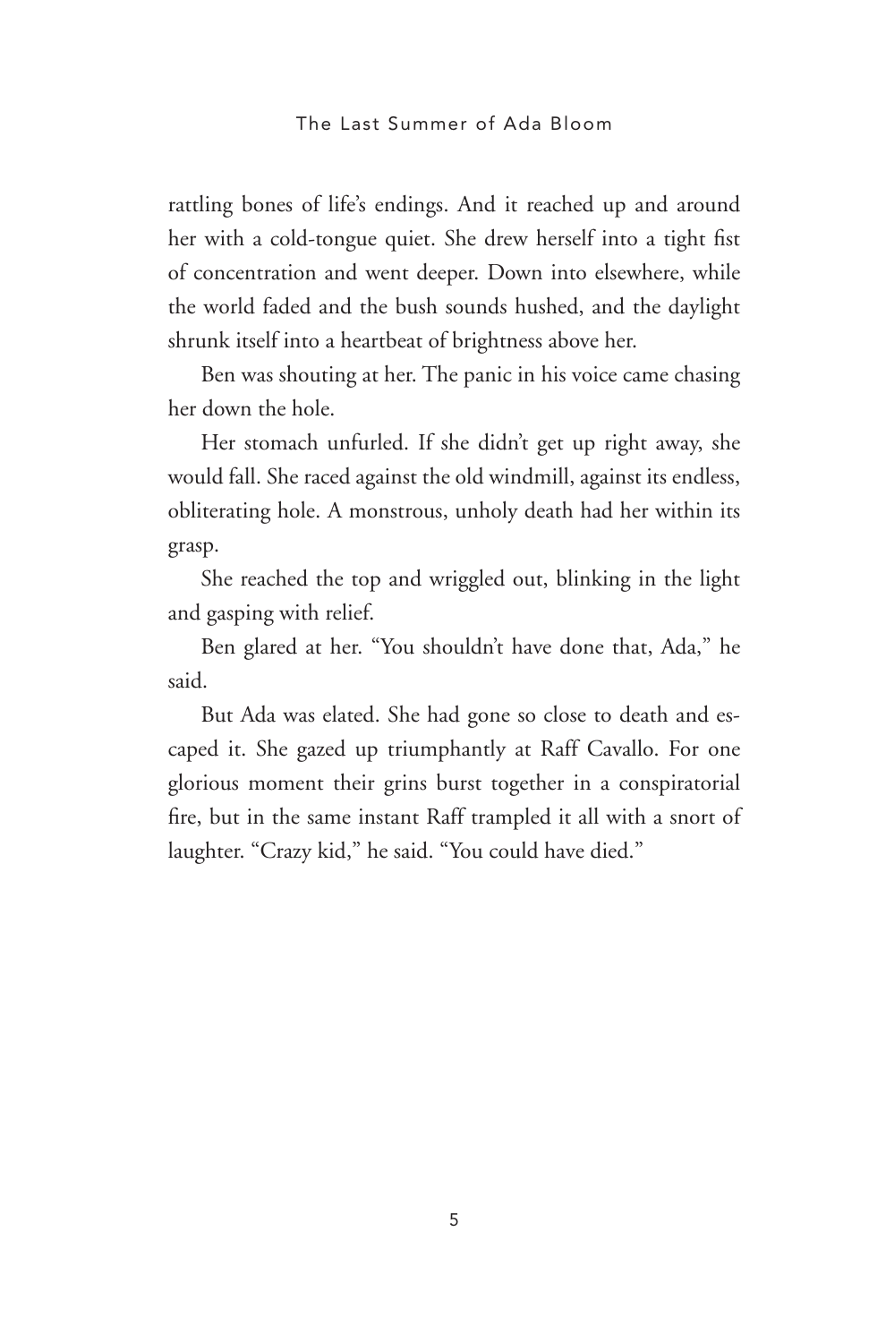rattling bones of life's endings. And it reached up and around her with a cold-tongue quiet. She drew herself into a tight fist of concentration and went deeper. Down into elsewhere, while the world faded and the bush sounds hushed, and the daylight shrunk itself into a heartbeat of brightness above her.

Ben was shouting at her. The panic in his voice came chasing her down the hole.

Her stomach unfurled. If she didn't get up right away, she would fall. She raced against the old windmill, against its endless, obliterating hole. A monstrous, unholy death had her within its grasp.

She reached the top and wriggled out, blinking in the light and gasping with relief.

Ben glared at her. "You shouldn't have done that, Ada," he said.

But Ada was elated. She had gone so close to death and escaped it. She gazed up triumphantly at Raff Cavallo. For one glorious moment their grins burst together in a conspiratorial fire, but in the same instant Raff trampled it all with a snort of laughter. "Crazy kid," he said. "You could have died."